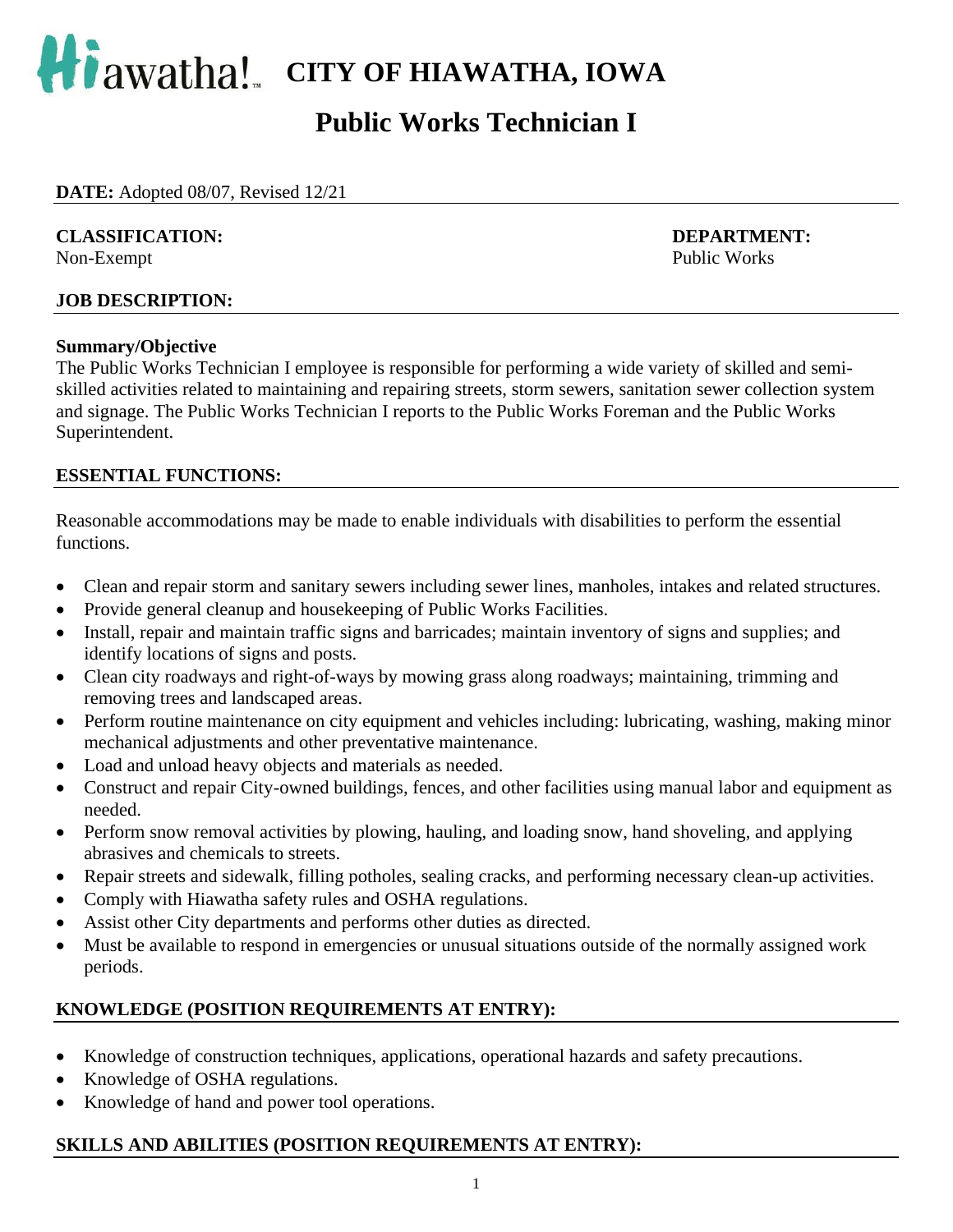# Hiawatha! CITY OF HIAWATHA, IOWA

## Public Works Technician I

**DATE:** Adopted 08/07, Revised 12/21

**CLASSIFICATION:**
Non-Exempt

**DEPARTMENT:**
Public Works

**JOB DESCRIPTION:**

**Summary/Objective**
The Public Works Technician I employee is responsible for performing a wide variety of skilled and semi-skilled activities related to maintaining and repairing streets, storm sewers, sanitation sewer collection system and signage. The Public Works Technician I reports to the Public Works Foreman and the Public Works Superintendent.

**ESSENTIAL FUNCTIONS:**

Reasonable accommodations may be made to enable individuals with disabilities to perform the essential functions.

- Clean and repair storm and sanitary sewers including sewer lines, manholes, intakes and related structures.
- Provide general cleanup and housekeeping of Public Works Facilities.
- Install, repair and maintain traffic signs and barricades; maintain inventory of signs and supplies; and identify locations of signs and posts.
- Clean city roadways and right-of-ways by mowing grass along roadways; maintaining, trimming and removing trees and landscaped areas.
- Perform routine maintenance on city equipment and vehicles including: lubricating, washing, making minor mechanical adjustments and other preventative maintenance.
- Load and unload heavy objects and materials as needed.
- Construct and repair City-owned buildings, fences, and other facilities using manual labor and equipment as needed.
- Perform snow removal activities by plowing, hauling, and loading snow, hand shoveling, and applying abrasives and chemicals to streets.
- Repair streets and sidewalk, filling potholes, sealing cracks, and performing necessary clean-up activities.
- Comply with Hiawatha safety rules and OSHA regulations.
- Assist other City departments and performs other duties as directed.
- Must be available to respond in emergencies or unusual situations outside of the normally assigned work periods.

**KNOWLEDGE (POSITION REQUIREMENTS AT ENTRY):**

- Knowledge of construction techniques, applications, operational hazards and safety precautions.
- Knowledge of OSHA regulations.
- Knowledge of hand and power tool operations.

**SKILLS AND ABILITIES (POSITION REQUIREMENTS AT ENTRY):**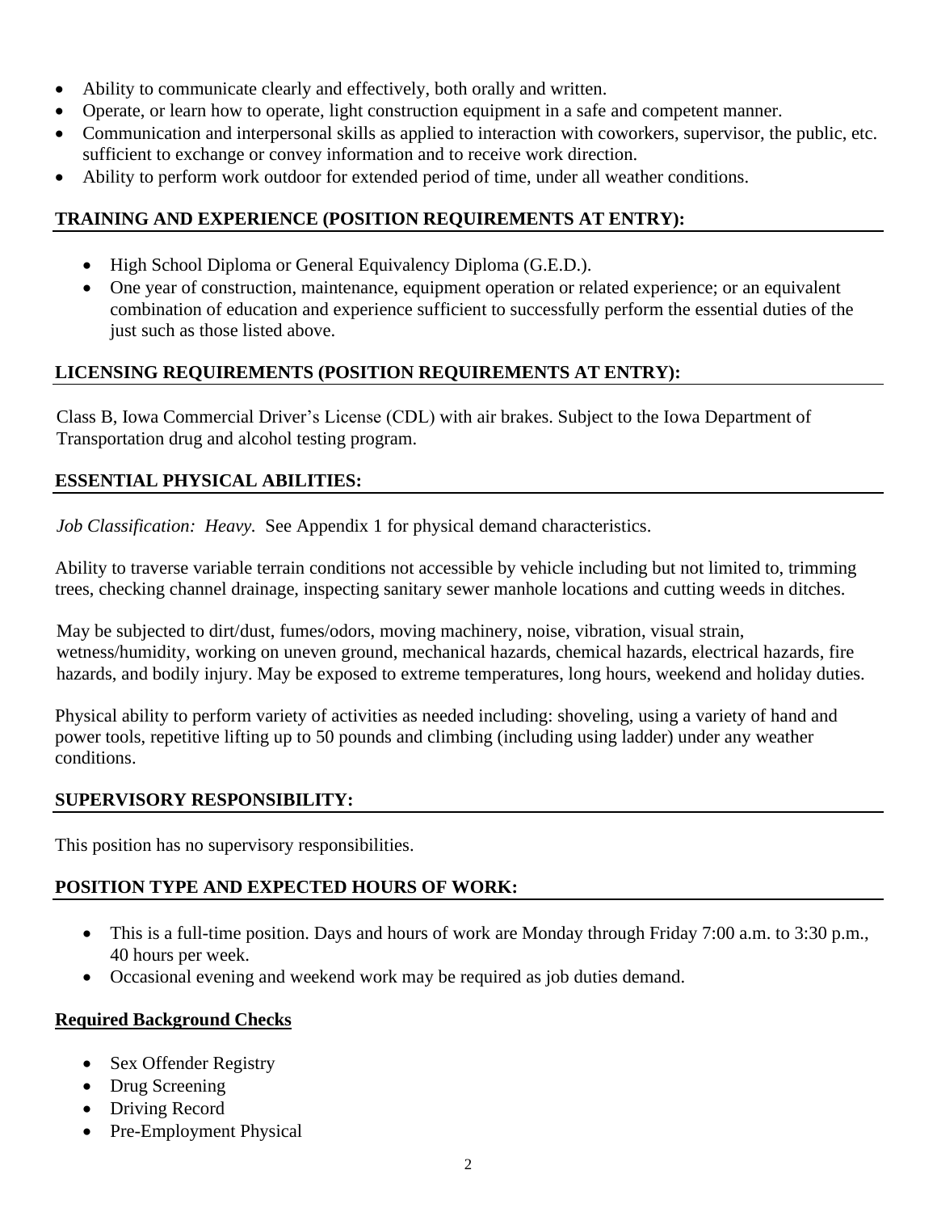- Ability to communicate clearly and effectively, both orally and written.
- Operate, or learn how to operate, light construction equipment in a safe and competent manner.
- Communication and interpersonal skills as applied to interaction with coworkers, supervisor, the public, etc. sufficient to exchange or convey information and to receive work direction.
- Ability to perform work outdoor for extended period of time, under all weather conditions.

## TRAINING AND EXPERIENCE (POSITION REQUIREMENTS AT ENTRY):

- High School Diploma or General Equivalency Diploma (G.E.D.).
- One year of construction, maintenance, equipment operation or related experience; or an equivalent combination of education and experience sufficient to successfully perform the essential duties of the just such as those listed above.

## LICENSING REQUIREMENTS (POSITION REQUIREMENTS AT ENTRY):

Class B, Iowa Commercial Driver's License (CDL) with air brakes. Subject to the Iowa Department of Transportation drug and alcohol testing program.

## ESSENTIAL PHYSICAL ABILITIES:

*Job Classification: Heavy.* See Appendix 1 for physical demand characteristics.

Ability to traverse variable terrain conditions not accessible by vehicle including but not limited to, trimming trees, checking channel drainage, inspecting sanitary sewer manhole locations and cutting weeds in ditches.

May be subjected to dirt/dust, fumes/odors, moving machinery, noise, vibration, visual strain, wetness/humidity, working on uneven ground, mechanical hazards, chemical hazards, electrical hazards, fire hazards, and bodily injury. May be exposed to extreme temperatures, long hours, weekend and holiday duties.

Physical ability to perform variety of activities as needed including: shoveling, using a variety of hand and power tools, repetitive lifting up to 50 pounds and climbing (including using ladder) under any weather conditions.

## SUPERVISORY RESPONSIBILITY:

This position has no supervisory responsibilities.

## POSITION TYPE AND EXPECTED HOURS OF WORK:

- This is a full-time position. Days and hours of work are Monday through Friday 7:00 a.m. to 3:30 p.m., 40 hours per week.
- Occasional evening and weekend work may be required as job duties demand.

## Required Background Checks

- Sex Offender Registry
- Drug Screening
- Driving Record
- Pre-Employment Physical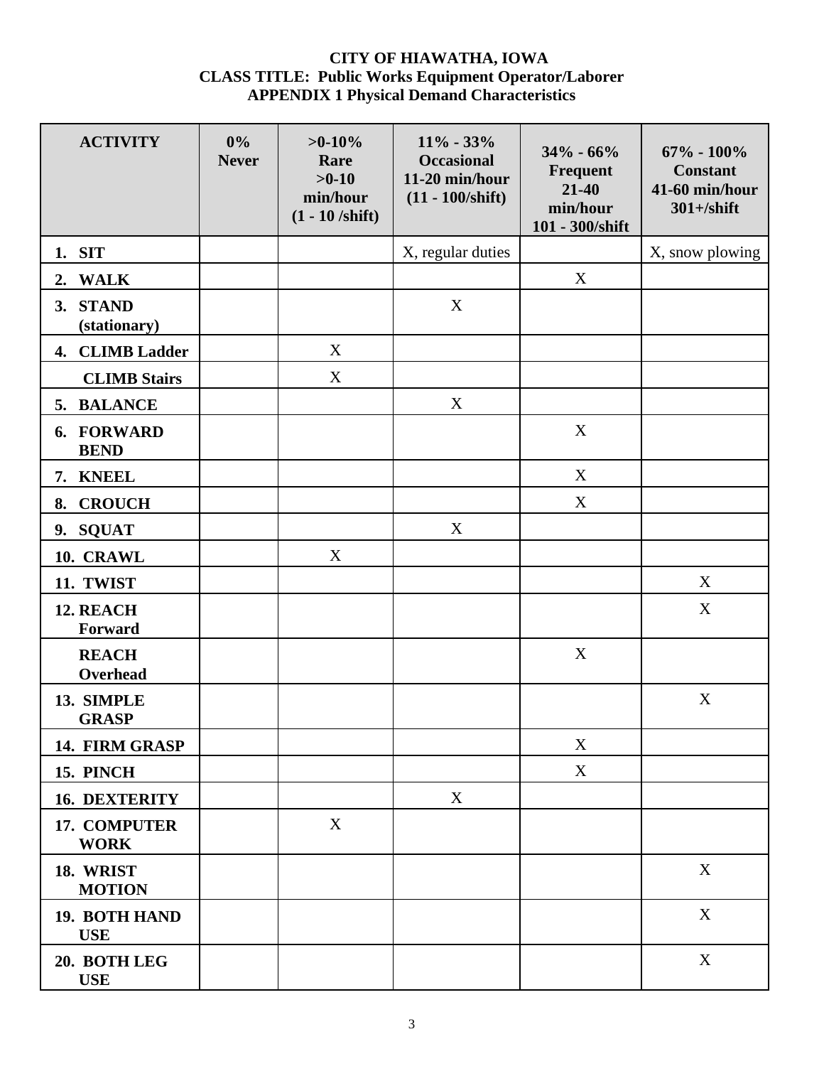**CITY OF HIAWATHA, IOWA**
**CLASS TITLE: Public Works Equipment Operator/Laborer**
**APPENDIX 1 Physical Demand Characteristics**

| ACTIVITY | 0% Never | >0-10% Rare >0-10 min/hour (1 - 10 /shift) | 11% - 33% Occasional 11-20 min/hour (11 - 100/shift) | 34% - 66% Frequent 21-40 min/hour 101 - 300/shift | 67% - 100% Constant 41-60 min/hour 301+/shift |
|---|---|---|---|---|---|
| 1. SIT | | | X, regular duties | | X, snow plowing |
| 2. WALK | | | | X | |
| 3. STAND (stationary) | | | X | | |
| 4. CLIMB Ladder | | X | | | |
| CLIMB Stairs | | X | | | |
| 5. BALANCE | | | X | | |
| 6. FORWARD BEND | | | | X | |
| 7. KNEEL | | | | X | |
| 8. CROUCH | | | | X | |
| 9. SQUAT | | | X | | |
| 10. CRAWL | | X | | | |
| 11. TWIST | | | | | X |
| 12. REACH Forward | | | | | X |
| REACH Overhead | | | | X | |
| 13. SIMPLE GRASP | | | | | X |
| 14. FIRM GRASP | | | | X | |
| 15. PINCH | | | | X | |
| 16. DEXTERITY | | | X | | |
| 17. COMPUTER WORK | | X | | | |
| 18. WRIST MOTION | | | | | X |
| 19. BOTH HAND USE | | | | | X |
| 20. BOTH LEG USE | | | | | X |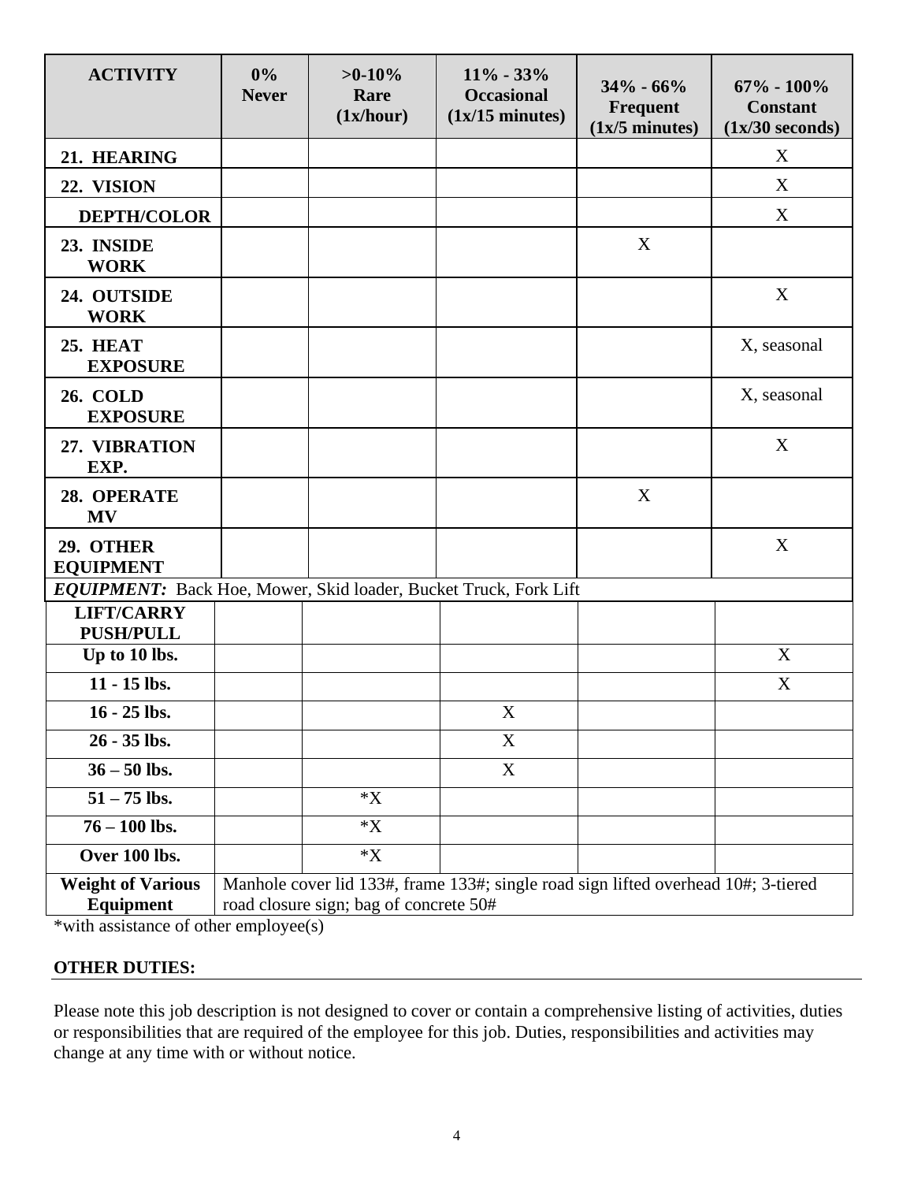| ACTIVITY | 0% Never | >0-10% Rare (1x/hour) | 11% - 33% Occasional (1x/15 minutes) | 34% - 66% Frequent (1x/5 minutes) | 67% - 100% Constant (1x/30 seconds) |
|---|---|---|---|---|---|
| **21. HEARING** | | | | | X |
| **22. VISION** | | | | | X |
| **DEPTH/COLOR** | | | | | X |
| **23. INSIDE WORK** | | | | X | |
| **24. OUTSIDE WORK** | | | | | X |
| **25. HEAT EXPOSURE** | | | | | X, seasonal |
| **26. COLD EXPOSURE** | | | | | X, seasonal |
| **27. VIBRATION EXP.** | | | | | X |
| **28. OPERATE MV** | | | | X | |
| **29. OTHER EQUIPMENT** | | | | | X |
| ***EQUIPMENT:*** Back Hoe, Mower, Skid loader, Bucket Truck, Fork Lift | | | | | |
| **LIFT/CARRY PUSH/PULL** | | | | | |
| **Up to 10 lbs.** | | | | | X |
| **11 - 15 lbs.** | | | | | X |
| **16 - 25 lbs.** | | | X | | |
| **26 - 35 lbs.** | | | X | | |
| **36 – 50 lbs.** | | | X | | |
| **51 – 75 lbs.** | | *X | | | |
| **76 – 100 lbs.** | | *X | | | |
| **Over 100 lbs.** | | *X | | | |
| **Weight of Various Equipment** | Manhole cover lid 133#, frame 133#; single road sign lifted overhead 10#; 3-tiered road closure sign; bag of concrete 50# | | | | |

*with assistance of other employee(s)

**OTHER DUTIES:**

Please note this job description is not designed to cover or contain a comprehensive listing of activities, duties or responsibilities that are required of the employee for this job. Duties, responsibilities and activities may change at any time with or without notice.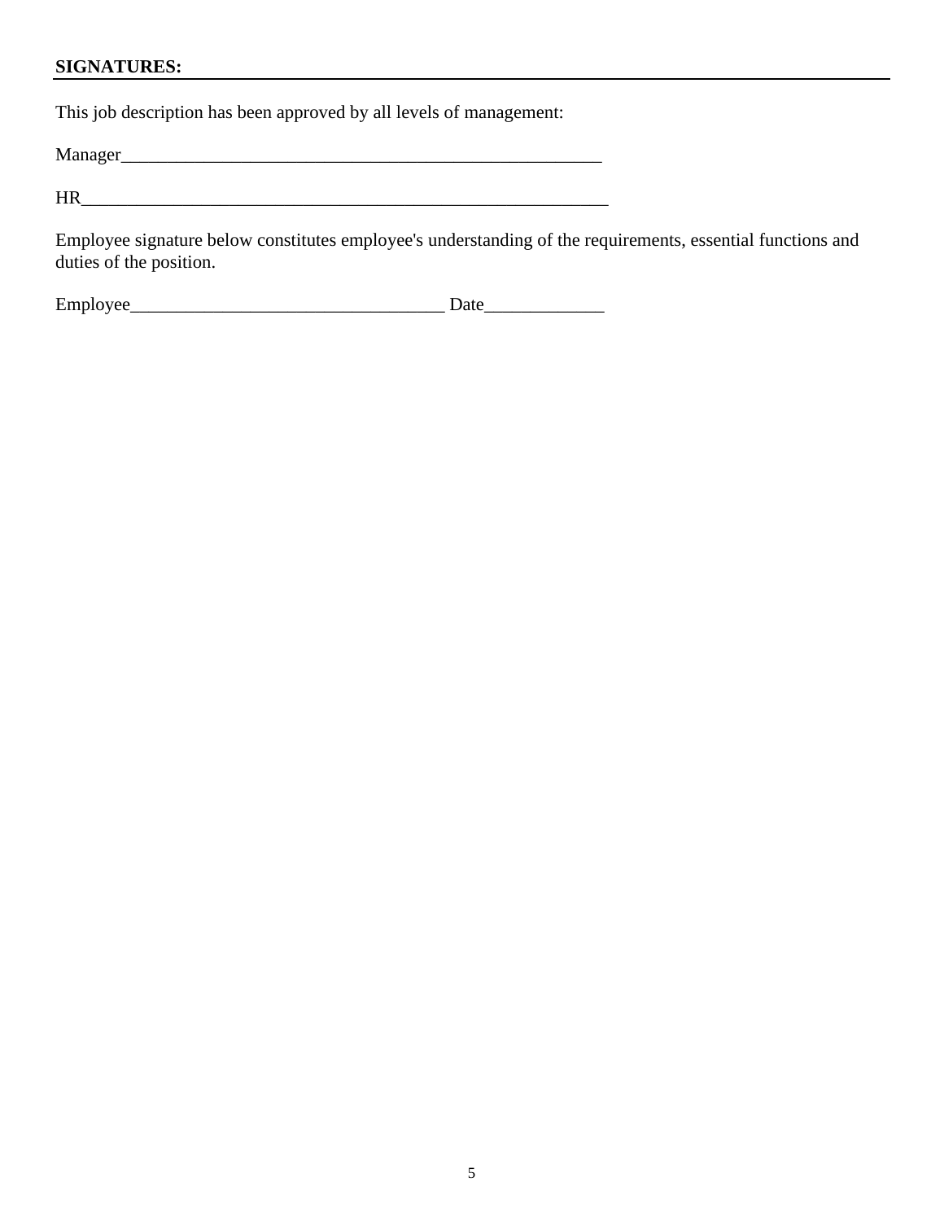**SIGNATURES:**

This job description has been approved by all levels of management:

Manager_______________________________________________________

HR____________________________________________________________

Employee signature below constitutes employee's understanding of the requirements, essential functions and duties of the position.

Employee___________________________________ Date_____________